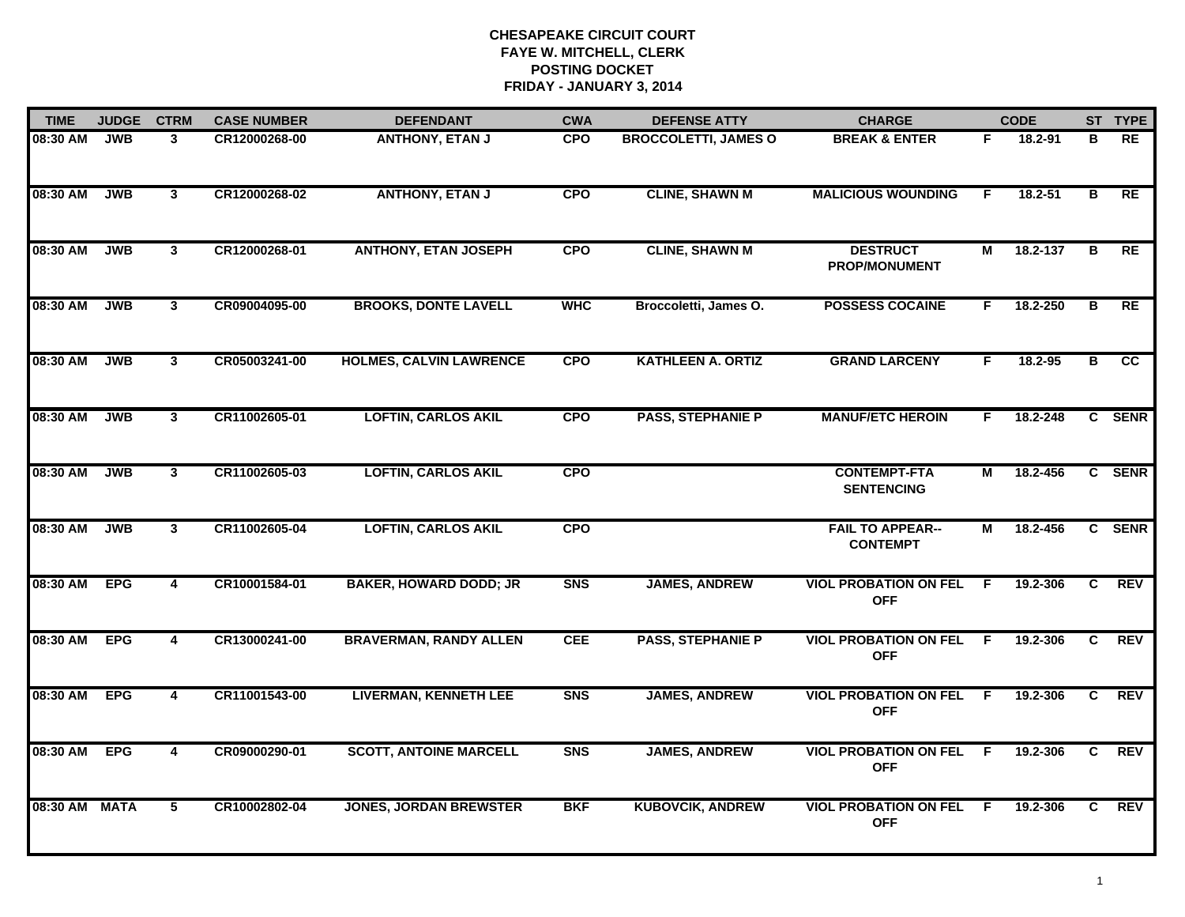**CHESAPEAKE CIRCUIT COURT**
**FAYE W. MITCHELL, CLERK**
**POSTING DOCKET**
**FRIDAY - JANUARY 3, 2014**

| TIME | JUDGE | CTRM | CASE NUMBER | DEFENDANT | CWA | DEFENSE ATTY | CHARGE | | CODE | ST | TYPE |
|---|---|---|---|---|---|---|---|---|---|---|---|
| 08:30 AM | JWB | 3 | CR12000268-00 | ANTHONY, ETAN J | CPO | BROCCOLETTI, JAMES O | BREAK & ENTER | F | 18.2-91 | B | RE |
| 08:30 AM | JWB | 3 | CR12000268-02 | ANTHONY, ETAN J | CPO | CLINE, SHAWN M | MALICIOUS WOUNDING | F | 18.2-51 | B | RE |
| 08:30 AM | JWB | 3 | CR12000268-01 | ANTHONY, ETAN JOSEPH | CPO | CLINE, SHAWN M | DESTRUCT PROP/MONUMENT | M | 18.2-137 | B | RE |
| 08:30 AM | JWB | 3 | CR09004095-00 | BROOKS, DONTE LAVELL | WHC | Broccoletti, James O. | POSSESS COCAINE | F | 18.2-250 | B | RE |
| 08:30 AM | JWB | 3 | CR05003241-00 | HOLMES, CALVIN LAWRENCE | CPO | KATHLEEN A. ORTIZ | GRAND LARCENY | F | 18.2-95 | B | CC |
| 08:30 AM | JWB | 3 | CR11002605-01 | LOFTIN, CARLOS AKIL | CPO | PASS, STEPHANIE P | MANUF/ETC HEROIN | F | 18.2-248 | C | SENR |
| 08:30 AM | JWB | 3 | CR11002605-03 | LOFTIN, CARLOS AKIL | CPO | | CONTEMPT-FTA SENTENCING | M | 18.2-456 | C | SENR |
| 08:30 AM | JWB | 3 | CR11002605-04 | LOFTIN, CARLOS AKIL | CPO | | FAIL TO APPEAR--CONTEMPT | M | 18.2-456 | C | SENR |
| 08:30 AM | EPG | 4 | CR10001584-01 | BAKER, HOWARD DODD; JR | SNS | JAMES, ANDREW | VIOL PROBATION ON FEL OFF | F | 19.2-306 | C | REV |
| 08:30 AM | EPG | 4 | CR13000241-00 | BRAVERMAN, RANDY ALLEN | CEE | PASS, STEPHANIE P | VIOL PROBATION ON FEL OFF | F | 19.2-306 | C | REV |
| 08:30 AM | EPG | 4 | CR11001543-00 | LIVERMAN, KENNETH LEE | SNS | JAMES, ANDREW | VIOL PROBATION ON FEL OFF | F | 19.2-306 | C | REV |
| 08:30 AM | EPG | 4 | CR09000290-01 | SCOTT, ANTOINE MARCELL | SNS | JAMES, ANDREW | VIOL PROBATION ON FEL OFF | F | 19.2-306 | C | REV |
| 08:30 AM | MATA | 5 | CR10002802-04 | JONES, JORDAN BREWSTER | BKF | KUBOVCIK, ANDREW | VIOL PROBATION ON FEL OFF | F | 19.2-306 | C | REV |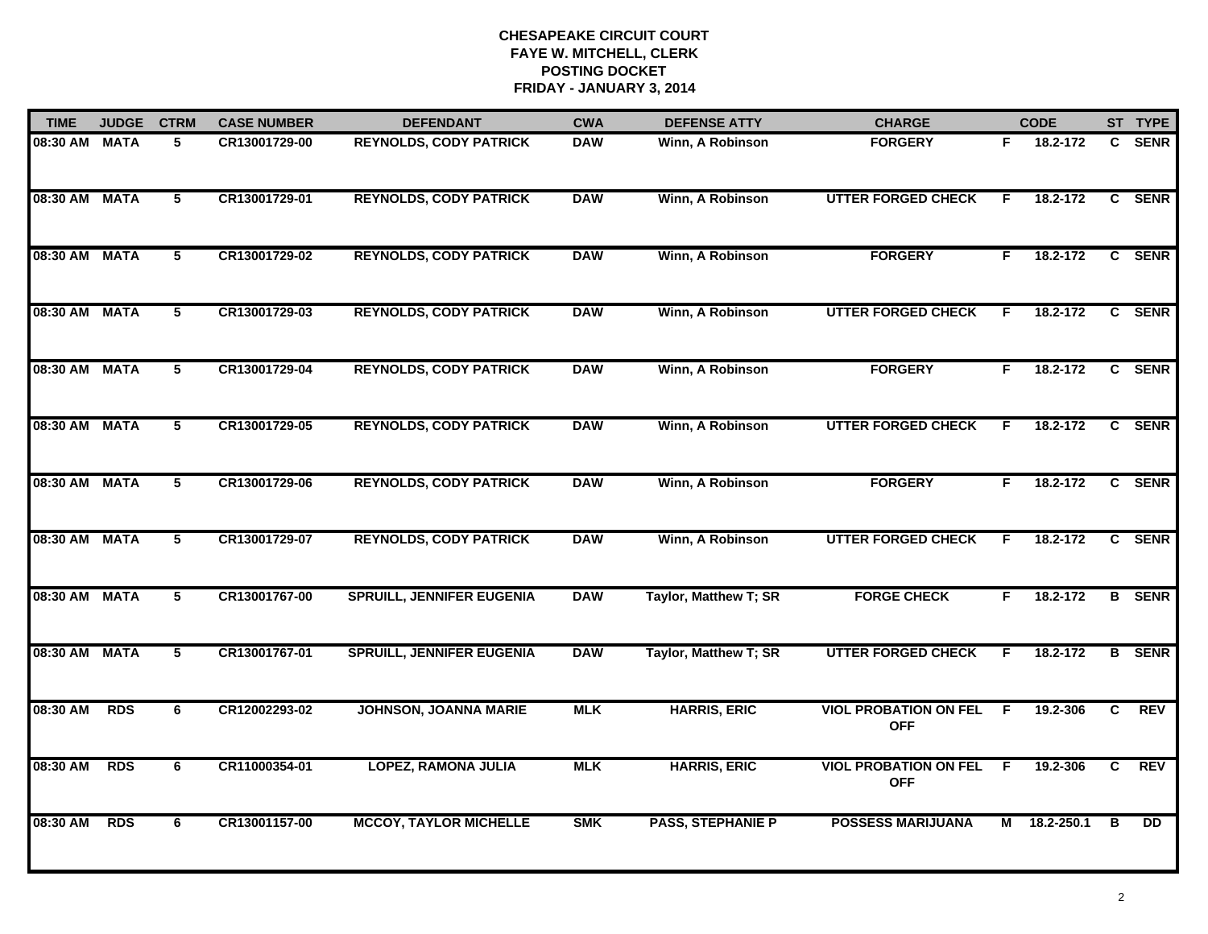# CHESAPEAKE CIRCUIT COURT
## FAYE W. MITCHELL, CLERK
## POSTING DOCKET
## FRIDAY - JANUARY 3, 2014

| TIME | JUDGE | CTRM | CASE NUMBER | DEFENDANT | CWA | DEFENSE ATTY | CHARGE | | CODE | ST | TYPE |
|---|---|---|---|---|---|---|---|---|---|---|---|
| 08:30 AM | MATA | 5 | CR13001729-00 | REYNOLDS, CODY PATRICK | DAW | Winn, A Robinson | FORGERY | F | 18.2-172 | C | SENR |
| 08:30 AM | MATA | 5 | CR13001729-01 | REYNOLDS, CODY PATRICK | DAW | Winn, A Robinson | UTTER FORGED CHECK | F | 18.2-172 | C | SENR |
| 08:30 AM | MATA | 5 | CR13001729-02 | REYNOLDS, CODY PATRICK | DAW | Winn, A Robinson | FORGERY | F | 18.2-172 | C | SENR |
| 08:30 AM | MATA | 5 | CR13001729-03 | REYNOLDS, CODY PATRICK | DAW | Winn, A Robinson | UTTER FORGED CHECK | F | 18.2-172 | C | SENR |
| 08:30 AM | MATA | 5 | CR13001729-04 | REYNOLDS, CODY PATRICK | DAW | Winn, A Robinson | FORGERY | F | 18.2-172 | C | SENR |
| 08:30 AM | MATA | 5 | CR13001729-05 | REYNOLDS, CODY PATRICK | DAW | Winn, A Robinson | UTTER FORGED CHECK | F | 18.2-172 | C | SENR |
| 08:30 AM | MATA | 5 | CR13001729-06 | REYNOLDS, CODY PATRICK | DAW | Winn, A Robinson | FORGERY | F | 18.2-172 | C | SENR |
| 08:30 AM | MATA | 5 | CR13001729-07 | REYNOLDS, CODY PATRICK | DAW | Winn, A Robinson | UTTER FORGED CHECK | F | 18.2-172 | C | SENR |
| 08:30 AM | MATA | 5 | CR13001767-00 | SPRUILL, JENNIFER EUGENIA | DAW | Taylor, Matthew T; SR | FORGE CHECK | F | 18.2-172 | B | SENR |
| 08:30 AM | MATA | 5 | CR13001767-01 | SPRUILL, JENNIFER EUGENIA | DAW | Taylor, Matthew T; SR | UTTER FORGED CHECK | F | 18.2-172 | B | SENR |
| 08:30 AM | RDS | 6 | CR12002293-02 | JOHNSON, JOANNA MARIE | MLK | HARRIS, ERIC | VIOL PROBATION ON FEL OFF | F | 19.2-306 | C | REV |
| 08:30 AM | RDS | 6 | CR11000354-01 | LOPEZ, RAMONA JULIA | MLK | HARRIS, ERIC | VIOL PROBATION ON FEL OFF | F | 19.2-306 | C | REV |
| 08:30 AM | RDS | 6 | CR13001157-00 | MCCOY, TAYLOR MICHELLE | SMK | PASS, STEPHANIE P | POSSESS MARIJUANA | M | 18.2-250.1 | B | DD |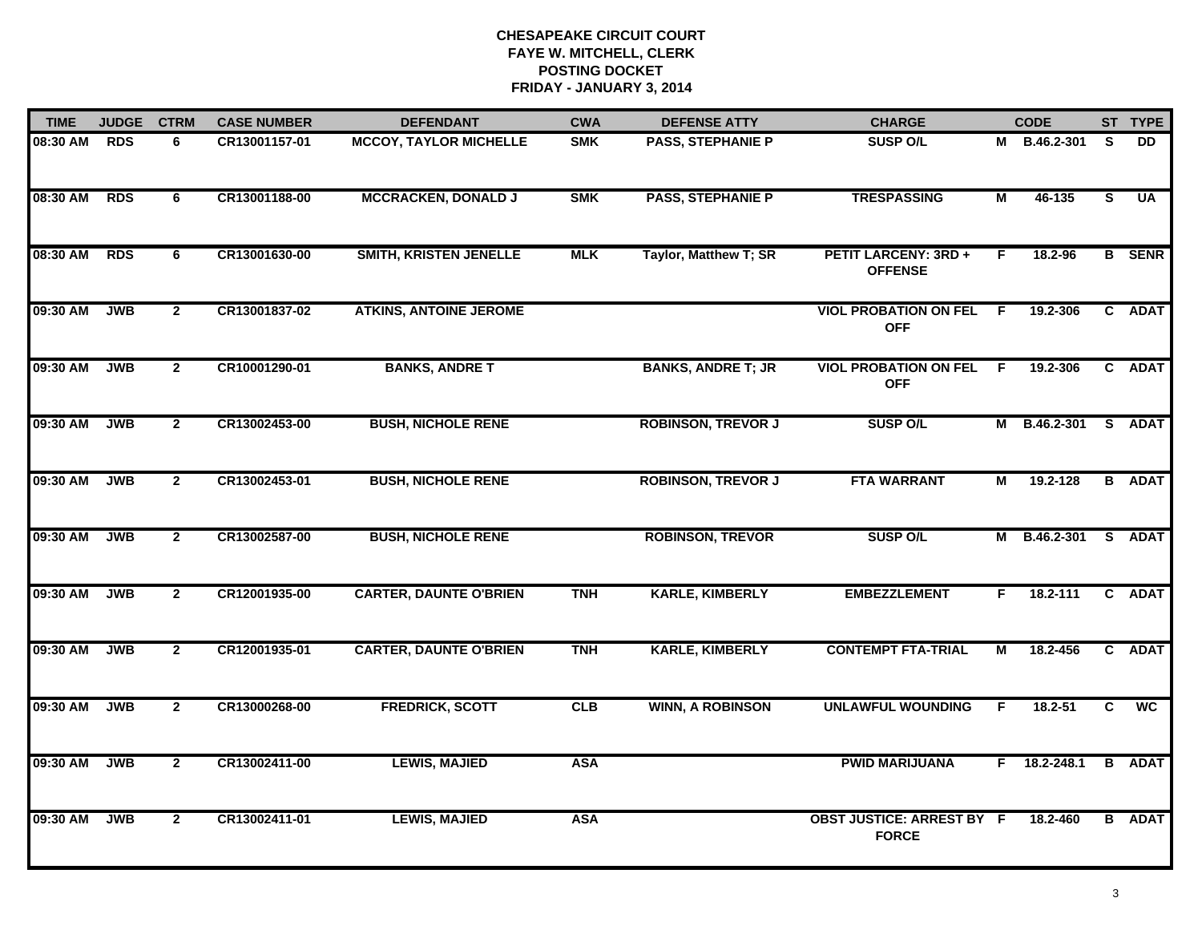**CHESAPEAKE CIRCUIT COURT**
**FAYE W. MITCHELL, CLERK**
**POSTING DOCKET**
**FRIDAY - JANUARY 3, 2014**

| TIME | JUDGE | CTRM | CASE NUMBER | DEFENDANT | CWA | DEFENSE ATTY | CHARGE | | CODE | ST | TYPE |
|---|---|---|---|---|---|---|---|---|---|---|---|
| 08:30 AM | RDS | 6 | CR13001157-01 | MCCOY, TAYLOR MICHELLE | SMK | PASS, STEPHANIE P | SUSP O/L | M | B.46.2-301 | S | DD |
| 08:30 AM | RDS | 6 | CR13001188-00 | MCCRACKEN, DONALD J | SMK | PASS, STEPHANIE P | TRESPASSING | M | 46-135 | S | UA |
| 08:30 AM | RDS | 6 | CR13001630-00 | SMITH, KRISTEN JENELLE | MLK | Taylor, Matthew T; SR | PETIT LARCENY: 3RD + OFFENSE | F | 18.2-96 | B | SENR |
| 09:30 AM | JWB | 2 | CR13001837-02 | ATKINS, ANTOINE JEROME | | | VIOL PROBATION ON FEL OFF | F | 19.2-306 | C | ADAT |
| 09:30 AM | JWB | 2 | CR10001290-01 | BANKS, ANDRE T | | BANKS, ANDRE T; JR | VIOL PROBATION ON FEL OFF | F | 19.2-306 | C | ADAT |
| 09:30 AM | JWB | 2 | CR13002453-00 | BUSH, NICHOLE RENE | | ROBINSON, TREVOR J | SUSP O/L | M | B.46.2-301 | S | ADAT |
| 09:30 AM | JWB | 2 | CR13002453-01 | BUSH, NICHOLE RENE | | ROBINSON, TREVOR J | FTA WARRANT | M | 19.2-128 | B | ADAT |
| 09:30 AM | JWB | 2 | CR13002587-00 | BUSH, NICHOLE RENE | | ROBINSON, TREVOR | SUSP O/L | M | B.46.2-301 | S | ADAT |
| 09:30 AM | JWB | 2 | CR12001935-00 | CARTER, DAUNTE O'BRIEN | TNH | KARLE, KIMBERLY | EMBEZZLEMENT | F | 18.2-111 | C | ADAT |
| 09:30 AM | JWB | 2 | CR12001935-01 | CARTER, DAUNTE O'BRIEN | TNH | KARLE, KIMBERLY | CONTEMPT FTA-TRIAL | M | 18.2-456 | C | ADAT |
| 09:30 AM | JWB | 2 | CR13000268-00 | FREDRICK, SCOTT | CLB | WINN, A ROBINSON | UNLAWFUL WOUNDING | F | 18.2-51 | C | WC |
| 09:30 AM | JWB | 2 | CR13002411-00 | LEWIS, MAJIED | ASA | | PWID MARIJUANA | F | 18.2-248.1 | B | ADAT |
| 09:30 AM | JWB | 2 | CR13002411-01 | LEWIS, MAJIED | ASA | | OBST JUSTICE: ARREST BY FORCE | F | 18.2-460 | B | ADAT |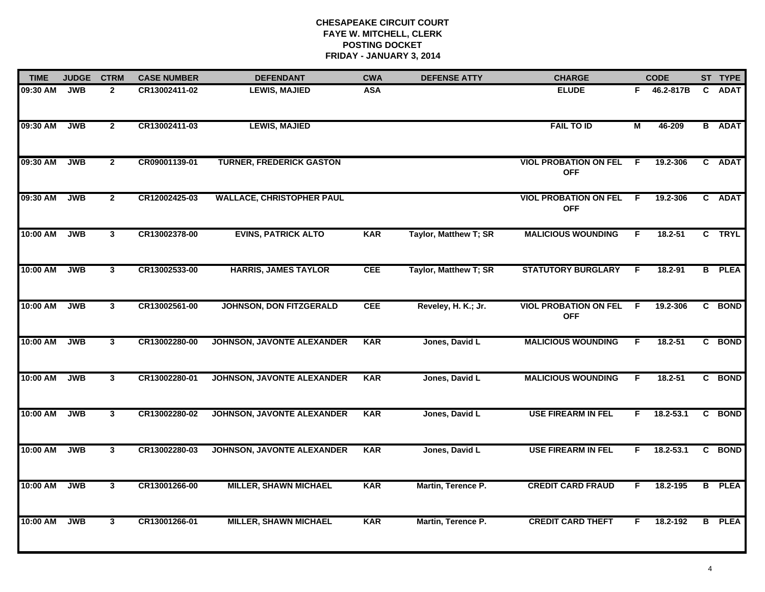**CHESAPEAKE CIRCUIT COURT**
**FAYE W. MITCHELL, CLERK**
**POSTING DOCKET**
**FRIDAY - JANUARY 3, 2014**

| TIME | JUDGE | CTRM | CASE NUMBER | DEFENDANT | CWA | DEFENSE ATTY | CHARGE | | CODE | ST | TYPE |
|---|---|---|---|---|---|---|---|---|---|---|---|
| 09:30 AM | JWB | 2 | CR13002411-02 | LEWIS, MAJIED | ASA | | ELUDE | F | 46.2-817B | C | ADAT |
| 09:30 AM | JWB | 2 | CR13002411-03 | LEWIS, MAJIED | | | FAIL TO ID | M | 46-209 | B | ADAT |
| 09:30 AM | JWB | 2 | CR09001139-01 | TURNER, FREDERICK GASTON | | | VIOL PROBATION ON FEL OFF | F | 19.2-306 | C | ADAT |
| 09:30 AM | JWB | 2 | CR12002425-03 | WALLACE, CHRISTOPHER PAUL | | | VIOL PROBATION ON FEL OFF | F | 19.2-306 | C | ADAT |
| 10:00 AM | JWB | 3 | CR13002378-00 | EVINS, PATRICK ALTO | KAR | Taylor, Matthew T; SR | MALICIOUS WOUNDING | F | 18.2-51 | C | TRYL |
| 10:00 AM | JWB | 3 | CR13002533-00 | HARRIS, JAMES TAYLOR | CEE | Taylor, Matthew T; SR | STATUTORY BURGLARY | F | 18.2-91 | B | PLEA |
| 10:00 AM | JWB | 3 | CR13002561-00 | JOHNSON, DON FITZGERALD | CEE | Reveley, H. K.; Jr. | VIOL PROBATION ON FEL OFF | F | 19.2-306 | C | BOND |
| 10:00 AM | JWB | 3 | CR13002280-00 | JOHNSON, JAVONTE ALEXANDER | KAR | Jones, David L | MALICIOUS WOUNDING | F | 18.2-51 | C | BOND |
| 10:00 AM | JWB | 3 | CR13002280-01 | JOHNSON, JAVONTE ALEXANDER | KAR | Jones, David L | MALICIOUS WOUNDING | F | 18.2-51 | C | BOND |
| 10:00 AM | JWB | 3 | CR13002280-02 | JOHNSON, JAVONTE ALEXANDER | KAR | Jones, David L | USE FIREARM IN FEL | F | 18.2-53.1 | C | BOND |
| 10:00 AM | JWB | 3 | CR13002280-03 | JOHNSON, JAVONTE ALEXANDER | KAR | Jones, David L | USE FIREARM IN FEL | F | 18.2-53.1 | C | BOND |
| 10:00 AM | JWB | 3 | CR13001266-00 | MILLER, SHAWN MICHAEL | KAR | Martin, Terence P. | CREDIT CARD FRAUD | F | 18.2-195 | B | PLEA |
| 10:00 AM | JWB | 3 | CR13001266-01 | MILLER, SHAWN MICHAEL | KAR | Martin, Terence P. | CREDIT CARD THEFT | F | 18.2-192 | B | PLEA |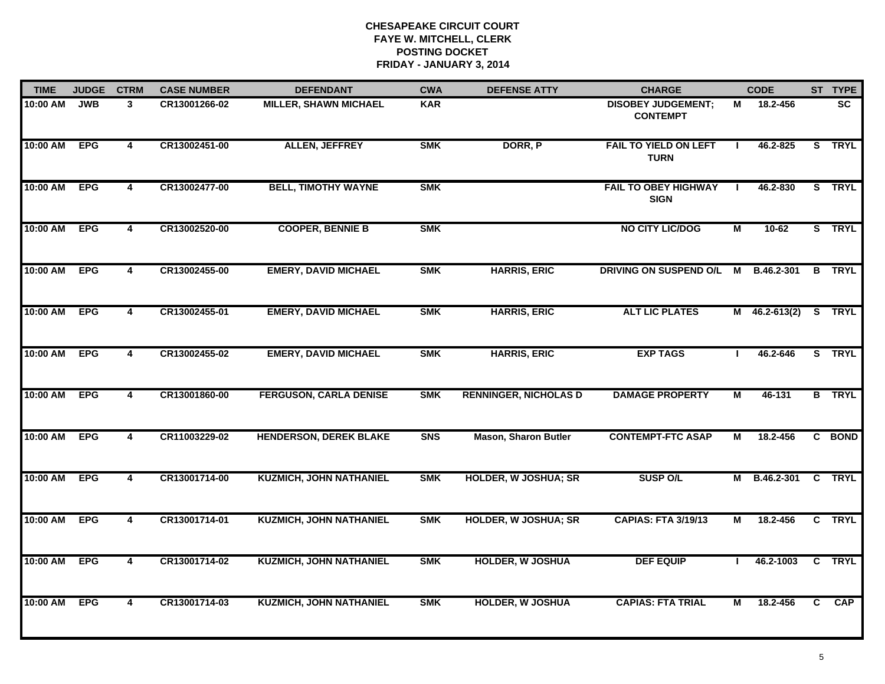# CHESAPEAKE CIRCUIT COURT
## FAYE W. MITCHELL, CLERK
## POSTING DOCKET
## FRIDAY - JANUARY 3, 2014

| TIME | JUDGE | CTRM | CASE NUMBER | DEFENDANT | CWA | DEFENSE ATTY | CHARGE | | CODE | ST | TYPE |
|---|---|---|---|---|---|---|---|---|---|---|---|
| 10:00 AM | JWB | 3 | CR13001266-02 | MILLER, SHAWN MICHAEL | KAR | | DISOBEY JUDGEMENT; CONTEMPT | M | 18.2-456 | | SC |
| 10:00 AM | EPG | 4 | CR13002451-00 | ALLEN, JEFFREY | SMK | DORR, P | FAIL TO YIELD ON LEFT TURN | I | 46.2-825 | S | TRYL |
| 10:00 AM | EPG | 4 | CR13002477-00 | BELL, TIMOTHY WAYNE | SMK | | FAIL TO OBEY HIGHWAY SIGN | I | 46.2-830 | S | TRYL |
| 10:00 AM | EPG | 4 | CR13002520-00 | COOPER, BENNIE B | SMK | | NO CITY LIC/DOG | M | 10-62 | S | TRYL |
| 10:00 AM | EPG | 4 | CR13002455-00 | EMERY, DAVID MICHAEL | SMK | HARRIS, ERIC | DRIVING ON SUSPEND O/L | M | B.46.2-301 | B | TRYL |
| 10:00 AM | EPG | 4 | CR13002455-01 | EMERY, DAVID MICHAEL | SMK | HARRIS, ERIC | ALT LIC PLATES | M | 46.2-613(2) | S | TRYL |
| 10:00 AM | EPG | 4 | CR13002455-02 | EMERY, DAVID MICHAEL | SMK | HARRIS, ERIC | EXP TAGS | I | 46.2-646 | S | TRYL |
| 10:00 AM | EPG | 4 | CR13001860-00 | FERGUSON, CARLA DENISE | SMK | RENNINGER, NICHOLAS D | DAMAGE PROPERTY | M | 46-131 | B | TRYL |
| 10:00 AM | EPG | 4 | CR11003229-02 | HENDERSON, DEREK BLAKE | SNS | Mason, Sharon Butler | CONTEMPT-FTC ASAP | M | 18.2-456 | C | BOND |
| 10:00 AM | EPG | 4 | CR13001714-00 | KUZMICH, JOHN NATHANIEL | SMK | HOLDER, W JOSHUA; SR | SUSP O/L | M | B.46.2-301 | C | TRYL |
| 10:00 AM | EPG | 4 | CR13001714-01 | KUZMICH, JOHN NATHANIEL | SMK | HOLDER, W JOSHUA; SR | CAPIAS: FTA 3/19/13 | M | 18.2-456 | C | TRYL |
| 10:00 AM | EPG | 4 | CR13001714-02 | KUZMICH, JOHN NATHANIEL | SMK | HOLDER, W JOSHUA | DEF EQUIP | I | 46.2-1003 | C | TRYL |
| 10:00 AM | EPG | 4 | CR13001714-03 | KUZMICH, JOHN NATHANIEL | SMK | HOLDER, W JOSHUA | CAPIAS: FTA TRIAL | M | 18.2-456 | C | CAP |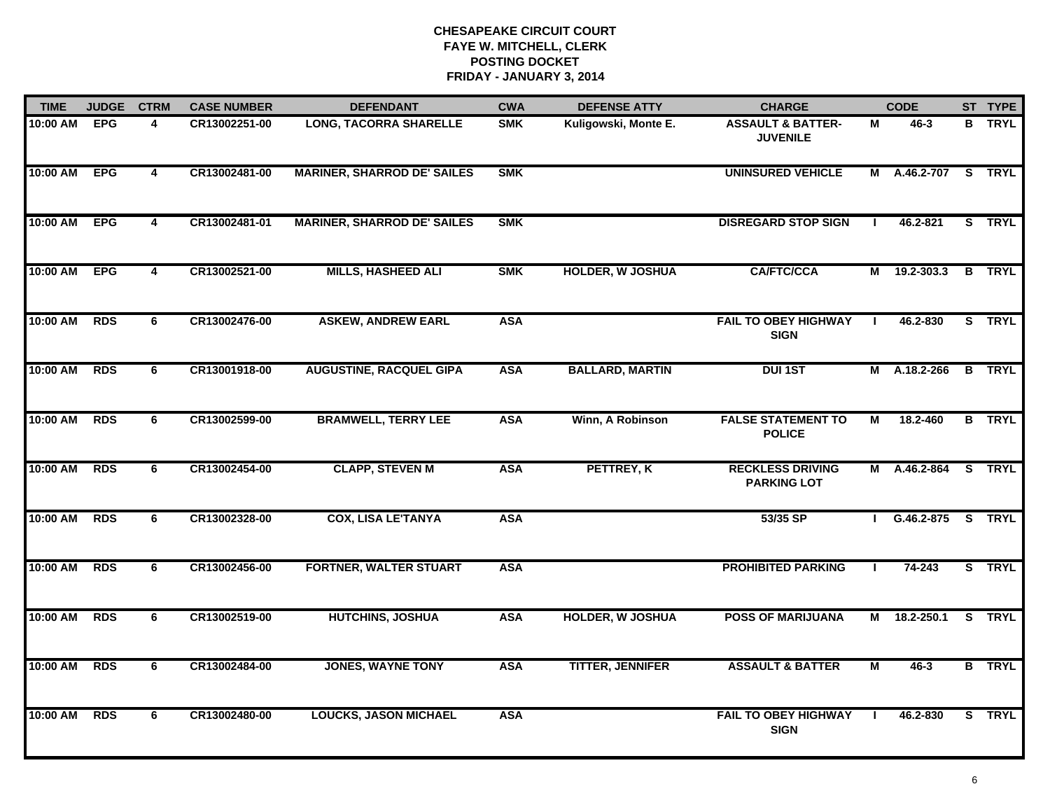**CHESAPEAKE CIRCUIT COURT**
**FAYE W. MITCHELL, CLERK**
**POSTING DOCKET**
**FRIDAY - JANUARY 3, 2014**

| TIME | JUDGE | CTRM | CASE NUMBER | DEFENDANT | CWA | DEFENSE ATTY | CHARGE | | CODE | ST | TYPE |
|---|---|---|---|---|---|---|---|---|---|---|---|
| 10:00 AM | EPG | 4 | CR13002251-00 | LONG, TACORRA SHARELLE | SMK | Kuligowski, Monte E. | ASSAULT & BATTER-JUVENILE | M | 46-3 | B | TRYL |
| 10:00 AM | EPG | 4 | CR13002481-00 | MARINER, SHARROD DE' SAILES | SMK | | UNINSURED VEHICLE | M | A.46.2-707 | S | TRYL |
| 10:00 AM | EPG | 4 | CR13002481-01 | MARINER, SHARROD DE' SAILES | SMK | | DISREGARD STOP SIGN | I | 46.2-821 | S | TRYL |
| 10:00 AM | EPG | 4 | CR13002521-00 | MILLS, HASHEED ALI | SMK | HOLDER, W JOSHUA | CA/FTC/CCA | M | 19.2-303.3 | B | TRYL |
| 10:00 AM | RDS | 6 | CR13002476-00 | ASKEW, ANDREW EARL | ASA | | FAIL TO OBEY HIGHWAY SIGN | I | 46.2-830 | S | TRYL |
| 10:00 AM | RDS | 6 | CR13001918-00 | AUGUSTINE, RACQUEL GIPA | ASA | BALLARD, MARTIN | DUI 1ST | M | A.18.2-266 | B | TRYL |
| 10:00 AM | RDS | 6 | CR13002599-00 | BRAMWELL, TERRY LEE | ASA | Winn, A Robinson | FALSE STATEMENT TO POLICE | M | 18.2-460 | B | TRYL |
| 10:00 AM | RDS | 6 | CR13002454-00 | CLAPP, STEVEN M | ASA | PETTREY, K | RECKLESS DRIVING PARKING LOT | M | A.46.2-864 | S | TRYL |
| 10:00 AM | RDS | 6 | CR13002328-00 | COX, LISA LE'TANYA | ASA | | 53/35 SP | I | G.46.2-875 | S | TRYL |
| 10:00 AM | RDS | 6 | CR13002456-00 | FORTNER, WALTER STUART | ASA | | PROHIBITED PARKING | I | 74-243 | S | TRYL |
| 10:00 AM | RDS | 6 | CR13002519-00 | HUTCHINS, JOSHUA | ASA | HOLDER, W JOSHUA | POSS OF MARIJUANA | M | 18.2-250.1 | S | TRYL |
| 10:00 AM | RDS | 6 | CR13002484-00 | JONES, WAYNE TONY | ASA | TITTER, JENNIFER | ASSAULT & BATTER | M | 46-3 | B | TRYL |
| 10:00 AM | RDS | 6 | CR13002480-00 | LOUCKS, JASON MICHAEL | ASA | | FAIL TO OBEY HIGHWAY SIGN | I | 46.2-830 | S | TRYL |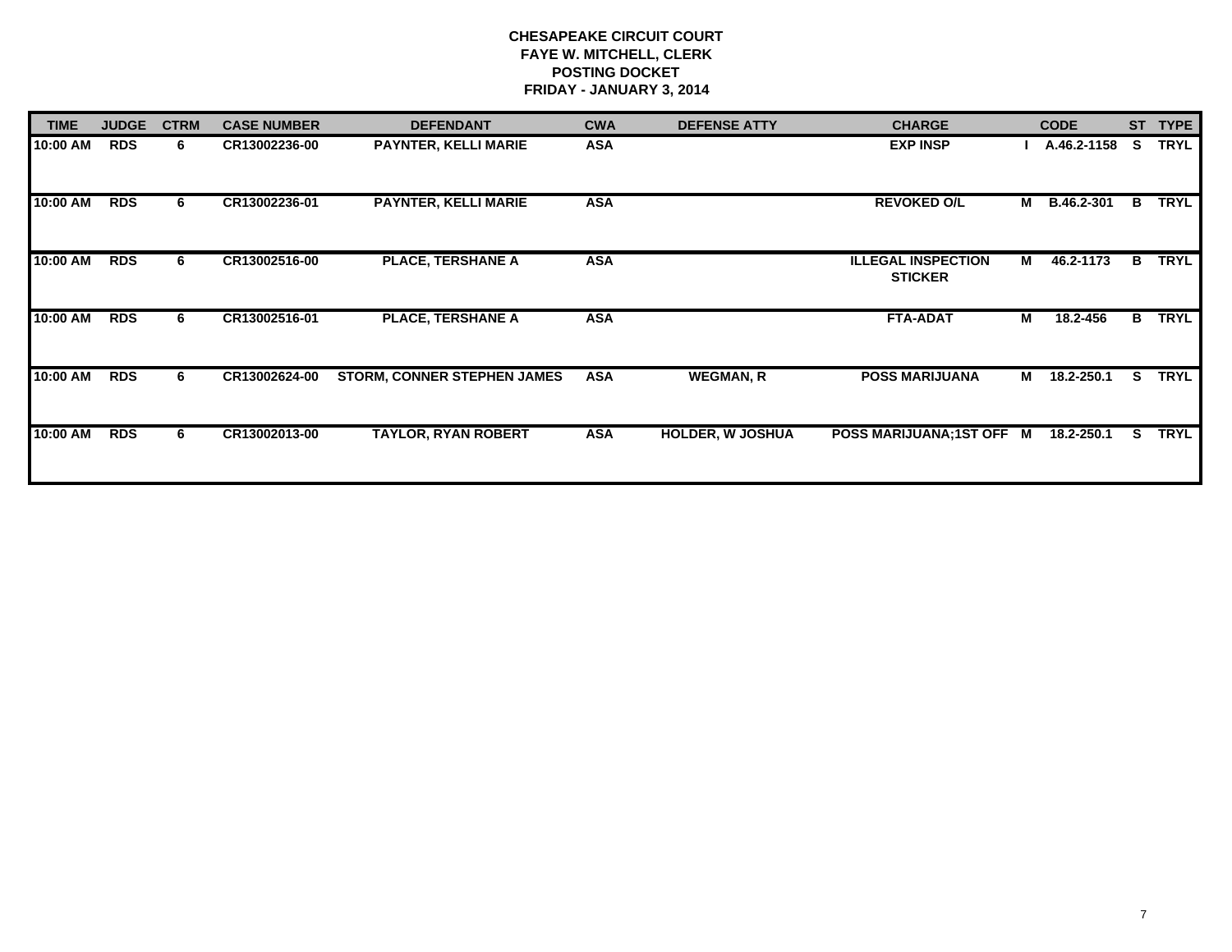**CHESAPEAKE CIRCUIT COURT**
**FAYE W. MITCHELL, CLERK**
**POSTING DOCKET**
**FRIDAY - JANUARY 3, 2014**

| TIME | JUDGE | CTRM | CASE NUMBER | DEFENDANT | CWA | DEFENSE ATTY | CHARGE | | CODE | ST | TYPE |
|---|---|---|---|---|---|---|---|---|---|---|---|
| 10:00 AM | RDS | 6 | CR13002236-00 | PAYNTER, KELLI MARIE | ASA | | EXP INSP | I | A.46.2-1158 | S | TRYL |
| 10:00 AM | RDS | 6 | CR13002236-01 | PAYNTER, KELLI MARIE | ASA | | REVOKED O/L | M | B.46.2-301 | B | TRYL |
| 10:00 AM | RDS | 6 | CR13002516-00 | PLACE, TERSHANE A | ASA | | ILLEGAL INSPECTION STICKER | M | 46.2-1173 | B | TRYL |
| 10:00 AM | RDS | 6 | CR13002516-01 | PLACE, TERSHANE A | ASA | | FTA-ADAT | M | 18.2-456 | B | TRYL |
| 10:00 AM | RDS | 6 | CR13002624-00 | STORM, CONNER STEPHEN JAMES | ASA | WEGMAN, R | POSS MARIJUANA | M | 18.2-250.1 | S | TRYL |
| 10:00 AM | RDS | 6 | CR13002013-00 | TAYLOR, RYAN ROBERT | ASA | HOLDER, W JOSHUA | POSS MARIJUANA;1ST OFF | M | 18.2-250.1 | S | TRYL |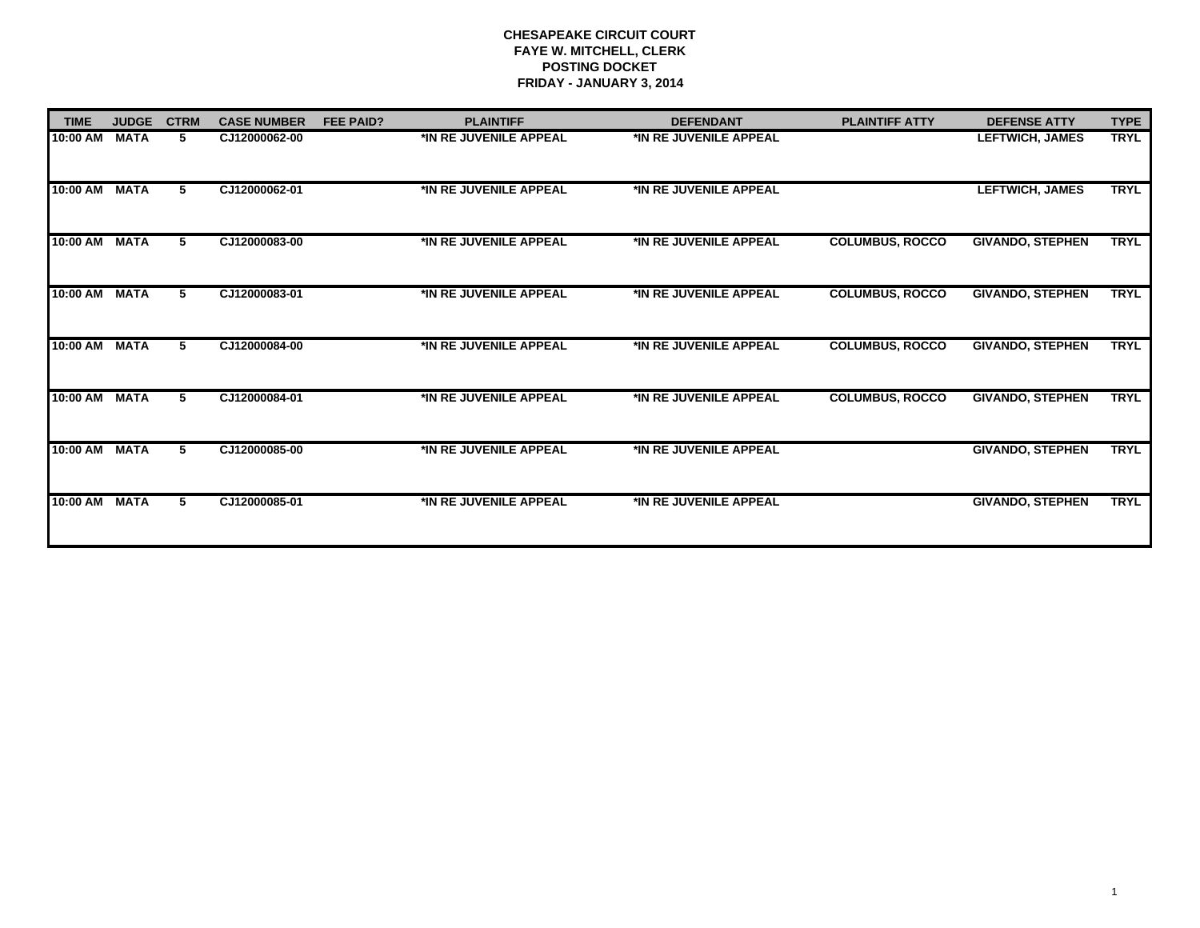**CHESAPEAKE CIRCUIT COURT**
**FAYE W. MITCHELL, CLERK**
**POSTING DOCKET**
**FRIDAY - JANUARY 3, 2014**

| TIME | JUDGE | CTRM | CASE NUMBER | FEE PAID? | PLAINTIFF | DEFENDANT | PLAINTIFF ATTY | DEFENSE ATTY | TYPE |
|---|---|---|---|---|---|---|---|---|---|
| 10:00 AM | MATA | 5 | CJ12000062-00 | | *IN RE JUVENILE APPEAL | *IN RE JUVENILE APPEAL | | LEFTWICH, JAMES | TRYL |
| 10:00 AM | MATA | 5 | CJ12000062-01 | | *IN RE JUVENILE APPEAL | *IN RE JUVENILE APPEAL | | LEFTWICH, JAMES | TRYL |
| 10:00 AM | MATA | 5 | CJ12000083-00 | | *IN RE JUVENILE APPEAL | *IN RE JUVENILE APPEAL | COLUMBUS, ROCCO | GIVANDO, STEPHEN | TRYL |
| 10:00 AM | MATA | 5 | CJ12000083-01 | | *IN RE JUVENILE APPEAL | *IN RE JUVENILE APPEAL | COLUMBUS, ROCCO | GIVANDO, STEPHEN | TRYL |
| 10:00 AM | MATA | 5 | CJ12000084-00 | | *IN RE JUVENILE APPEAL | *IN RE JUVENILE APPEAL | COLUMBUS, ROCCO | GIVANDO, STEPHEN | TRYL |
| 10:00 AM | MATA | 5 | CJ12000084-01 | | *IN RE JUVENILE APPEAL | *IN RE JUVENILE APPEAL | COLUMBUS, ROCCO | GIVANDO, STEPHEN | TRYL |
| 10:00 AM | MATA | 5 | CJ12000085-00 | | *IN RE JUVENILE APPEAL | *IN RE JUVENILE APPEAL | | GIVANDO, STEPHEN | TRYL |
| 10:00 AM | MATA | 5 | CJ12000085-01 | | *IN RE JUVENILE APPEAL | *IN RE JUVENILE APPEAL | | GIVANDO, STEPHEN | TRYL |